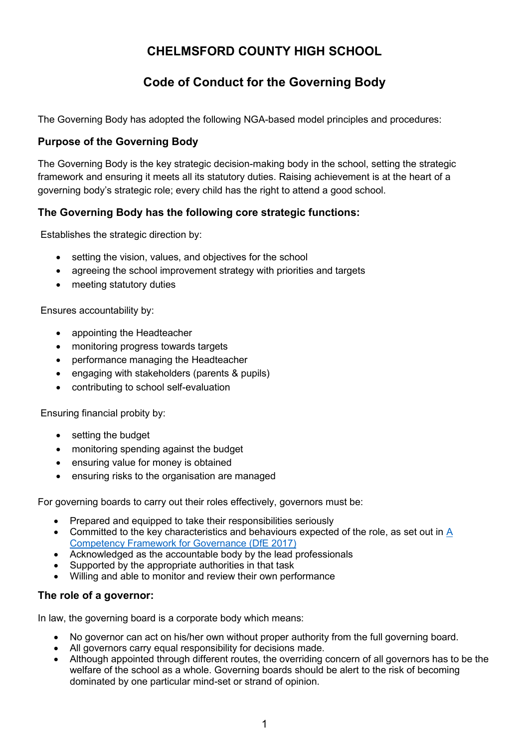# CHELMSFORD COUNTY HIGH SCHOOL

## Code of Conduct for the Governing Body

The Governing Body has adopted the following NGA-based model principles and procedures:

### Purpose of the Governing Body

The Governing Body is the key strategic decision-making body in the school, setting the strategic framework and ensuring it meets all its statutory duties. Raising achievement is at the heart of a governing body's strategic role; every child has the right to attend a good school.

### The Governing Body has the following core strategic functions:

Establishes the strategic direction by:

- setting the vision, values, and objectives for the school
- agreeing the school improvement strategy with priorities and targets
- meeting statutory duties

Ensures accountability by:

- appointing the Headteacher
- monitoring progress towards targets
- performance managing the Headteacher
- engaging with stakeholders (parents & pupils)
- contributing to school self-evaluation

Ensuring financial probity by:

- setting the budget
- monitoring spending against the budget
- ensuring value for money is obtained
- ensuring risks to the organisation are managed

For governing boards to carry out their roles effectively, governors must be:

- Prepared and equipped to take their responsibilities seriously
- Committed to the key characteristics and behaviours expected of the role, as set out in A Competency Framework for Governance (DfE 2017)
- Acknowledged as the accountable body by the lead professionals
- Supported by the appropriate authorities in that task
- Willing and able to monitor and review their own performance

### The role of a governor:

In law, the governing board is a corporate body which means:

- No governor can act on his/her own without proper authority from the full governing board.
- All governors carry equal responsibility for decisions made.
- Although appointed through different routes, the overriding concern of all governors has to be the welfare of the school as a whole. Governing boards should be alert to the risk of becoming dominated by one particular mind-set or strand of opinion.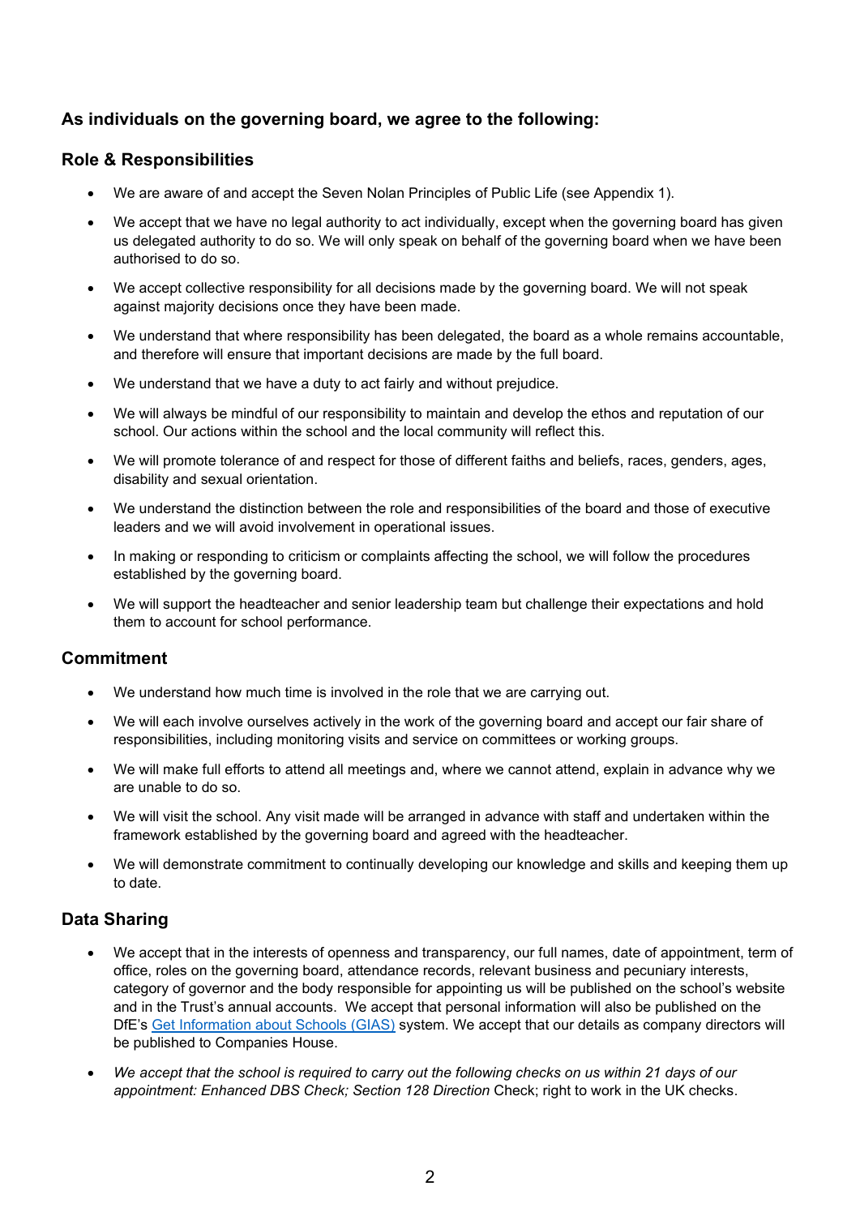## As individuals on the governing board, we agree to the following:

### Role & Responsibilities

- We are aware of and accept the Seven Nolan Principles of Public Life (see Appendix 1).
- We accept that we have no legal authority to act individually, except when the governing board has given us delegated authority to do so. We will only speak on behalf of the governing board when we have been authorised to do so.
- We accept collective responsibility for all decisions made by the governing board. We will not speak against majority decisions once they have been made.
- We understand that where responsibility has been delegated, the board as a whole remains accountable, and therefore will ensure that important decisions are made by the full board.
- We understand that we have a duty to act fairly and without prejudice.
- We will always be mindful of our responsibility to maintain and develop the ethos and reputation of our school. Our actions within the school and the local community will reflect this.
- We will promote tolerance of and respect for those of different faiths and beliefs, races, genders, ages, disability and sexual orientation.
- We understand the distinction between the role and responsibilities of the board and those of executive leaders and we will avoid involvement in operational issues.
- In making or responding to criticism or complaints affecting the school, we will follow the procedures established by the governing board.
- We will support the headteacher and senior leadership team but challenge their expectations and hold them to account for school performance.

### Commitment

- We understand how much time is involved in the role that we are carrying out.
- We will each involve ourselves actively in the work of the governing board and accept our fair share of responsibilities, including monitoring visits and service on committees or working groups.
- We will make full efforts to attend all meetings and, where we cannot attend, explain in advance why we are unable to do so.
- We will visit the school. Any visit made will be arranged in advance with staff and undertaken within the framework established by the governing board and agreed with the headteacher.
- We will demonstrate commitment to continually developing our knowledge and skills and keeping them up to date.

### Data Sharing

- We accept that in the interests of openness and transparency, our full names, date of appointment, term of office, roles on the governing board, attendance records, relevant business and pecuniary interests, category of governor and the body responsible for appointing us will be published on the school's website and in the Trust's annual accounts. We accept that personal information will also be published on the DfE's [Get Information about Schools (GIAS)] system. We accept that our details as company directors will be published to Companies House.
- *We accept that the school is required to carry out the following checks on us within 21 days of our appointment: Enhanced DBS Check; Section 128 Direction* Check; right to work in the UK checks.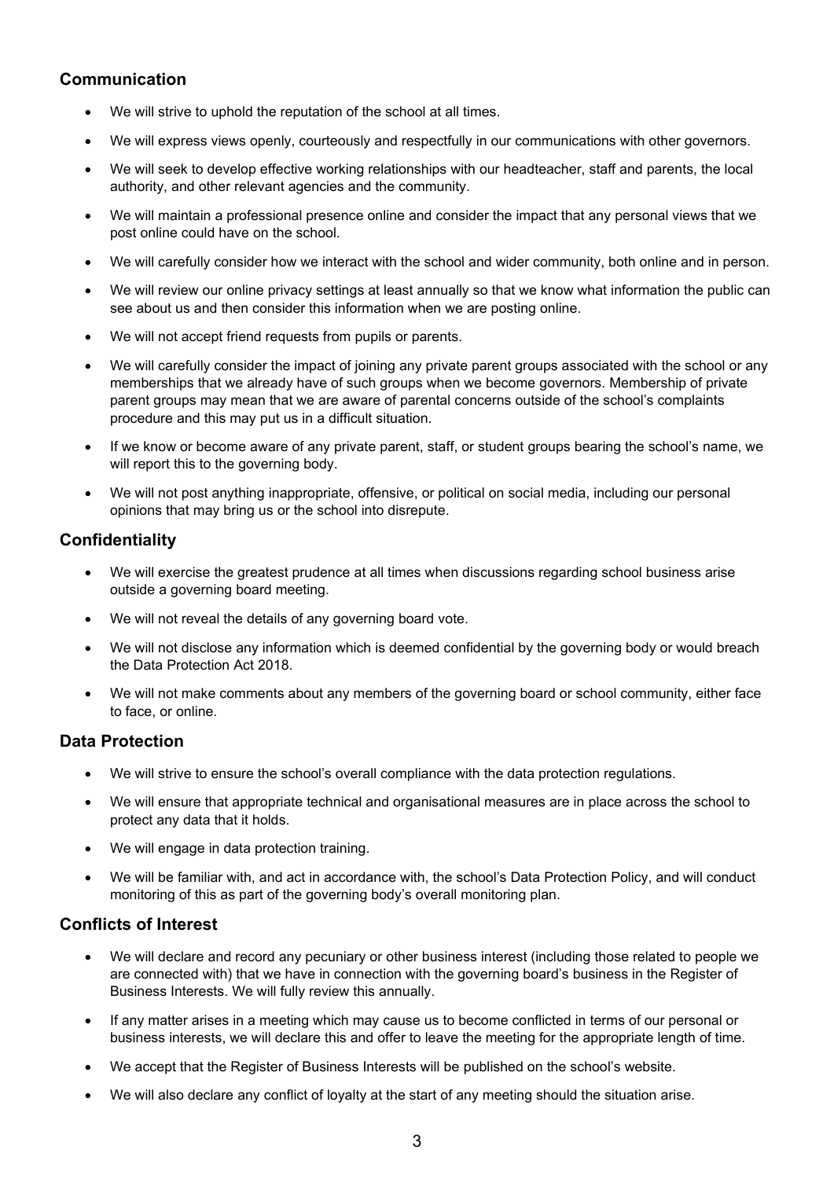## Communication

- We will strive to uphold the reputation of the school at all times.
- We will express views openly, courteously and respectfully in our communications with other governors.
- We will seek to develop effective working relationships with our headteacher, staff and parents, the local authority, and other relevant agencies and the community.
- We will maintain a professional presence online and consider the impact that any personal views that we post online could have on the school.
- We will carefully consider how we interact with the school and wider community, both online and in person.
- We will review our online privacy settings at least annually so that we know what information the public can see about us and then consider this information when we are posting online.
- We will not accept friend requests from pupils or parents.
- We will carefully consider the impact of joining any private parent groups associated with the school or any memberships that we already have of such groups when we become governors. Membership of private parent groups may mean that we are aware of parental concerns outside of the school's complaints procedure and this may put us in a difficult situation.
- If we know or become aware of any private parent, staff, or student groups bearing the school's name, we will report this to the governing body.
- We will not post anything inappropriate, offensive, or political on social media, including our personal opinions that may bring us or the school into disrepute.

## Confidentiality

- We will exercise the greatest prudence at all times when discussions regarding school business arise outside a governing board meeting.
- We will not reveal the details of any governing board vote.
- We will not disclose any information which is deemed confidential by the governing body or would breach the Data Protection Act 2018.
- We will not make comments about any members of the governing board or school community, either face to face, or online.

## Data Protection

- We will strive to ensure the school's overall compliance with the data protection regulations.
- We will ensure that appropriate technical and organisational measures are in place across the school to protect any data that it holds.
- We will engage in data protection training.
- We will be familiar with, and act in accordance with, the school's Data Protection Policy, and will conduct monitoring of this as part of the governing body's overall monitoring plan.

## Conflicts of Interest

- We will declare and record any pecuniary or other business interest (including those related to people we are connected with) that we have in connection with the governing board's business in the Register of Business Interests. We will fully review this annually.
- If any matter arises in a meeting which may cause us to become conflicted in terms of our personal or business interests, we will declare this and offer to leave the meeting for the appropriate length of time.
- We accept that the Register of Business Interests will be published on the school's website.
- We will also declare any conflict of loyalty at the start of any meeting should the situation arise.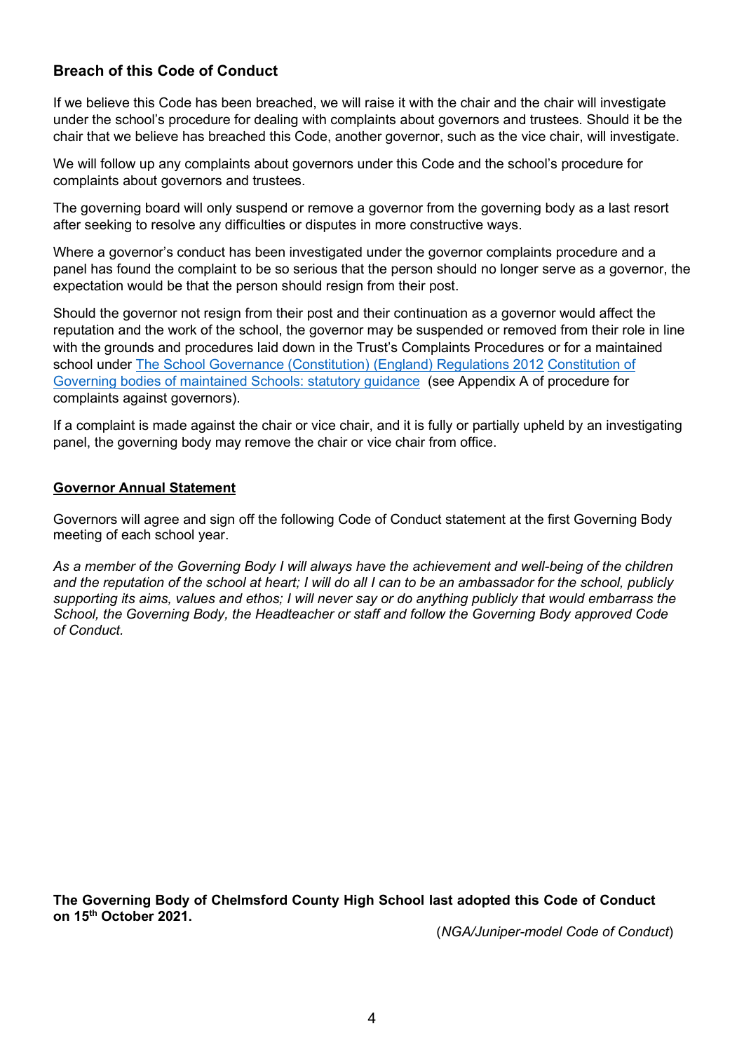### Breach of this Code of Conduct

If we believe this Code has been breached, we will raise it with the chair and the chair will investigate under the school's procedure for dealing with complaints about governors and trustees. Should it be the chair that we believe has breached this Code, another governor, such as the vice chair, will investigate.

We will follow up any complaints about governors under this Code and the school's procedure for complaints about governors and trustees.

The governing board will only suspend or remove a governor from the governing body as a last resort after seeking to resolve any difficulties or disputes in more constructive ways.

Where a governor's conduct has been investigated under the governor complaints procedure and a panel has found the complaint to be so serious that the person should no longer serve as a governor, the expectation would be that the person should resign from their post.

Should the governor not resign from their post and their continuation as a governor would affect the reputation and the work of the school, the governor may be suspended or removed from their role in line with the grounds and procedures laid down in the Trust's Complaints Procedures or for a maintained school under The School Governance (Constitution) (England) Regulations 2012 Constitution of Governing bodies of maintained Schools: statutory guidance (see Appendix A of procedure for complaints against governors).

If a complaint is made against the chair or vice chair, and it is fully or partially upheld by an investigating panel, the governing body may remove the chair or vice chair from office.

**Governor Annual Statement**

Governors will agree and sign off the following Code of Conduct statement at the first Governing Body meeting of each school year.

*As a member of the Governing Body I will always have the achievement and well-being of the children and the reputation of the school at heart; I will do all I can to be an ambassador for the school, publicly supporting its aims, values and ethos; I will never say or do anything publicly that would embarrass the School, the Governing Body, the Headteacher or staff and follow the Governing Body approved Code of Conduct.*

**The Governing Body of Chelmsford County High School last adopted this Code of Conduct on 15th October 2021.**

(*NGA/Juniper-model Code of Conduct*)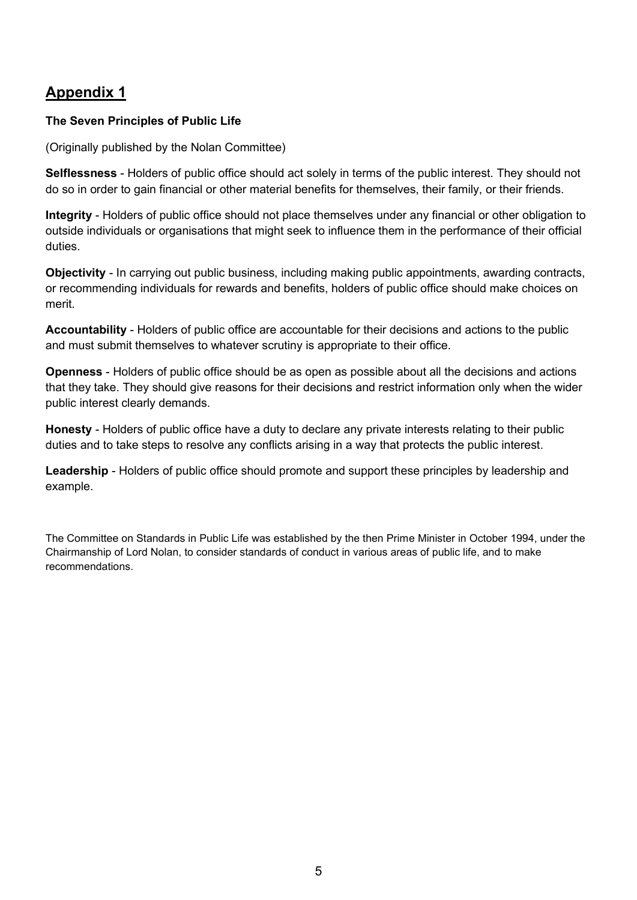## Appendix 1

**The Seven Principles of Public Life**

(Originally published by the Nolan Committee)

**Selflessness** - Holders of public office should act solely in terms of the public interest. They should not do so in order to gain financial or other material benefits for themselves, their family, or their friends.

**Integrity** - Holders of public office should not place themselves under any financial or other obligation to outside individuals or organisations that might seek to influence them in the performance of their official duties.

**Objectivity** - In carrying out public business, including making public appointments, awarding contracts, or recommending individuals for rewards and benefits, holders of public office should make choices on merit.

**Accountability** - Holders of public office are accountable for their decisions and actions to the public and must submit themselves to whatever scrutiny is appropriate to their office.

**Openness** - Holders of public office should be as open as possible about all the decisions and actions that they take. They should give reasons for their decisions and restrict information only when the wider public interest clearly demands.

**Honesty** - Holders of public office have a duty to declare any private interests relating to their public duties and to take steps to resolve any conflicts arising in a way that protects the public interest.

**Leadership** - Holders of public office should promote and support these principles by leadership and example.

The Committee on Standards in Public Life was established by the then Prime Minister in October 1994, under the Chairmanship of Lord Nolan, to consider standards of conduct in various areas of public life, and to make recommendations.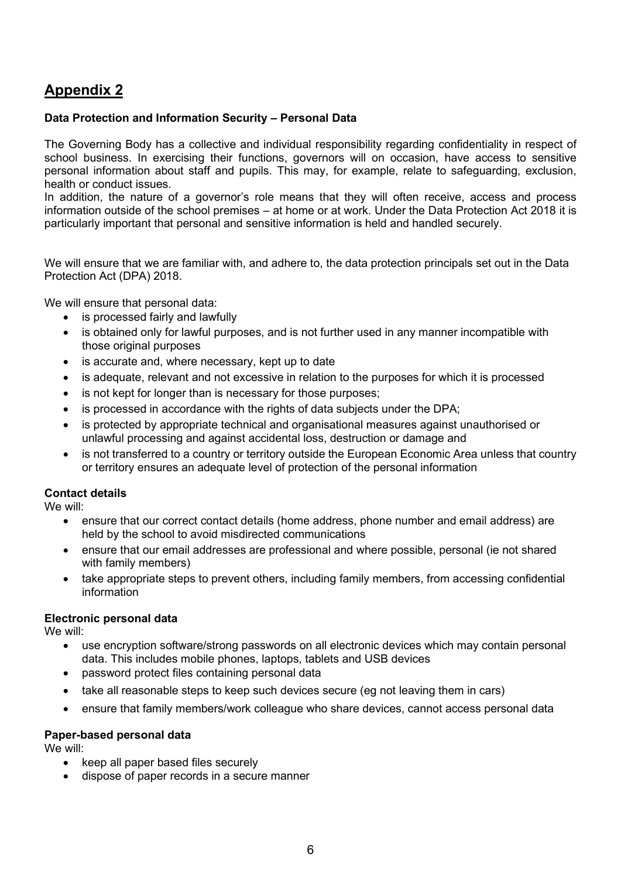## Appendix 2

**Data Protection and Information Security – Personal Data**

The Governing Body has a collective and individual responsibility regarding confidentiality in respect of school business. In exercising their functions, governors will on occasion, have access to sensitive personal information about staff and pupils. This may, for example, relate to safeguarding, exclusion, health or conduct issues.
In addition, the nature of a governor's role means that they will often receive, access and process information outside of the school premises – at home or at work. Under the Data Protection Act 2018 it is particularly important that personal and sensitive information is held and handled securely.

We will ensure that we are familiar with, and adhere to, the data protection principals set out in the Data Protection Act (DPA) 2018.

We will ensure that personal data:

- is processed fairly and lawfully
- is obtained only for lawful purposes, and is not further used in any manner incompatible with those original purposes
- is accurate and, where necessary, kept up to date
- is adequate, relevant and not excessive in relation to the purposes for which it is processed
- is not kept for longer than is necessary for those purposes;
- is processed in accordance with the rights of data subjects under the DPA;
- is protected by appropriate technical and organisational measures against unauthorised or unlawful processing and against accidental loss, destruction or damage and
- is not transferred to a country or territory outside the European Economic Area unless that country or territory ensures an adequate level of protection of the personal information

**Contact details**
We will:

- ensure that our correct contact details (home address, phone number and email address) are held by the school to avoid misdirected communications
- ensure that our email addresses are professional and where possible, personal (ie not shared with family members)
- take appropriate steps to prevent others, including family members, from accessing confidential information

**Electronic personal data**
We will:

- use encryption software/strong passwords on all electronic devices which may contain personal data. This includes mobile phones, laptops, tablets and USB devices
- password protect files containing personal data
- take all reasonable steps to keep such devices secure (eg not leaving them in cars)
- ensure that family members/work colleague who share devices, cannot access personal data

**Paper-based personal data**
We will:

- keep all paper based files securely
- dispose of paper records in a secure manner